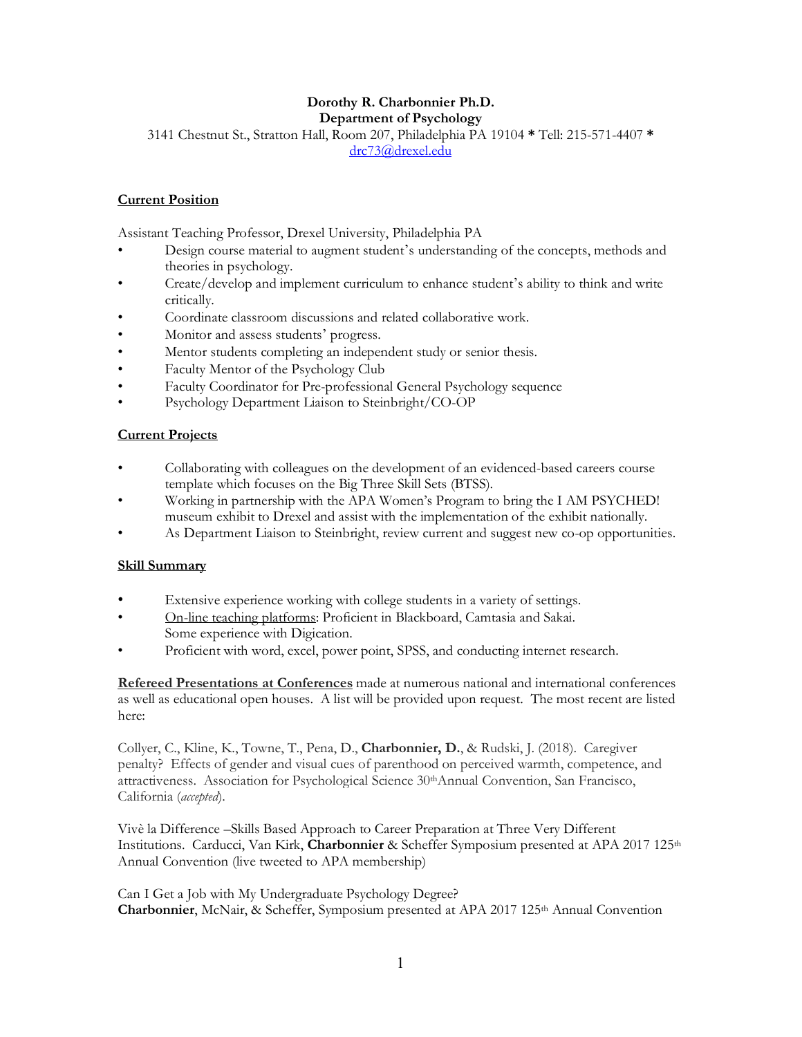**Dorothy R. Charbonnier Ph.D.**
**Department of Psychology**
3141 Chestnut St., Stratton Hall, Room 207, Philadelphia PA 19104 * Tell: 215-571-4407 *
drc73@drexel.edu

## Current Position

Assistant Teaching Professor, Drexel University, Philadelphia PA

- Design course material to augment student's understanding of the concepts, methods and theories in psychology.
- Create/develop and implement curriculum to enhance student's ability to think and write critically.
- Coordinate classroom discussions and related collaborative work.
- Monitor and assess students' progress.
- Mentor students completing an independent study or senior thesis.
- Faculty Mentor of the Psychology Club
- Faculty Coordinator for Pre-professional General Psychology sequence
- Psychology Department Liaison to Steinbright/CO-OP

## Current Projects

- Collaborating with colleagues on the development of an evidenced-based careers course template which focuses on the Big Three Skill Sets (BTSS).
- Working in partnership with the APA Women's Program to bring the I AM PSYCHED! museum exhibit to Drexel and assist with the implementation of the exhibit nationally.
- As Department Liaison to Steinbright, review current and suggest new co-op opportunities.

## Skill Summary

- Extensive experience working with college students in a variety of settings.
- On-line teaching platforms: Proficient in Blackboard, Camtasia and Sakai. Some experience with Digication.
- Proficient with word, excel, power point, SPSS, and conducting internet research.

**Refereed Presentations at Conferences** made at numerous national and international conferences as well as educational open houses. A list will be provided upon request. The most recent are listed here:

Collyer, C., Kline, K., Towne, T., Pena, D., **Charbonnier, D.**, & Rudski, J. (2018). Caregiver penalty? Effects of gender and visual cues of parenthood on perceived warmth, competence, and attractiveness. Association for Psychological Science 30th Annual Convention, San Francisco, California (*accepted*).

Vivè la Difference –Skills Based Approach to Career Preparation at Three Very Different Institutions. Carducci, Van Kirk, **Charbonnier** & Scheffer Symposium presented at APA 2017 125th Annual Convention (live tweeted to APA membership)

Can I Get a Job with My Undergraduate Psychology Degree?
**Charbonnier**, McNair, & Scheffer, Symposium presented at APA 2017 125th Annual Convention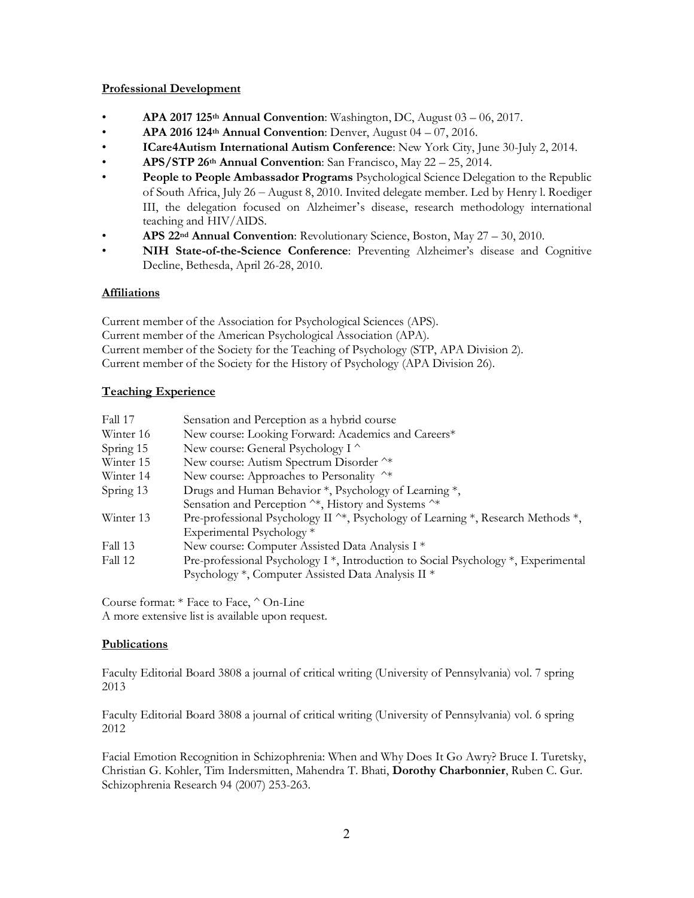## Professional Development

- **APA 2017 125th Annual Convention**: Washington, DC, August 03 – 06, 2017.
- **APA 2016 124th Annual Convention**: Denver, August 04 – 07, 2016.
- **ICare4Autism International Autism Conference**: New York City, June 30-July 2, 2014.
- **APS/STP 26th Annual Convention**: San Francisco, May 22 – 25, 2014.
- **People to People Ambassador Programs** Psychological Science Delegation to the Republic of South Africa, July 26 – August 8, 2010. Invited delegate member. Led by Henry l. Roediger III, the delegation focused on Alzheimer's disease, research methodology international teaching and HIV/AIDS.
- **APS 22nd Annual Convention**: Revolutionary Science, Boston, May 27 – 30, 2010.
- **NIH State-of-the-Science Conference**: Preventing Alzheimer's disease and Cognitive Decline, Bethesda, April 26-28, 2010.

## Affiliations

Current member of the Association for Psychological Sciences (APS).
Current member of the American Psychological Association (APA).
Current member of the Society for the Teaching of Psychology (STP, APA Division 2).
Current member of the Society for the History of Psychology (APA Division 26).

## Teaching Experience

| | |
|---|---|
| Fall 17 | Sensation and Perception as a hybrid course |
| Winter 16 | New course: Looking Forward: Academics and Careers* |
| Spring 15 | New course: General Psychology I ^ |
| Winter 15 | New course: Autism Spectrum Disorder ^* |
| Winter 14 | New course: Approaches to Personality ^* |
| Spring 13 | Drugs and Human Behavior *, Psychology of Learning *, Sensation and Perception ^*, History and Systems ^* |
| Winter 13 | Pre-professional Psychology II ^*, Psychology of Learning *, Research Methods *, Experimental Psychology * |
| Fall 13 | New course: Computer Assisted Data Analysis I * |
| Fall 12 | Pre-professional Psychology I *, Introduction to Social Psychology *, Experimental Psychology *, Computer Assisted Data Analysis II * |

Course format: * Face to Face, ^ On-Line
A more extensive list is available upon request.

## Publications

Faculty Editorial Board 3808 a journal of critical writing (University of Pennsylvania) vol. 7 spring 2013

Faculty Editorial Board 3808 a journal of critical writing (University of Pennsylvania) vol. 6 spring 2012

Facial Emotion Recognition in Schizophrenia: When and Why Does It Go Awry? Bruce I. Turetsky, Christian G. Kohler, Tim Indersmitten, Mahendra T. Bhati, **Dorothy Charbonnier**, Ruben C. Gur. Schizophrenia Research 94 (2007) 253-263.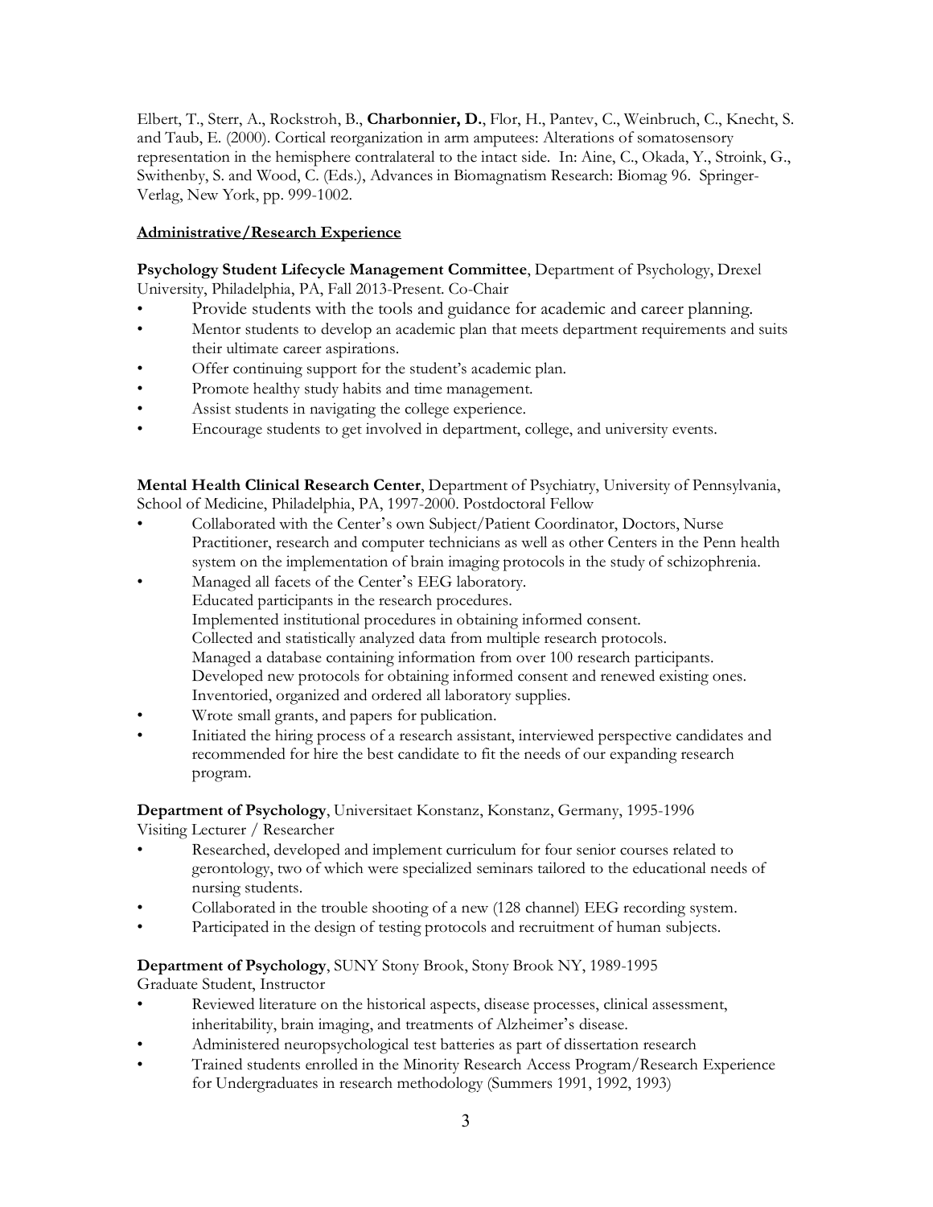Elbert, T., Sterr, A., Rockstroh, B., **Charbonnier, D.**, Flor, H., Pantev, C., Weinbruch, C., Knecht, S. and Taub, E. (2000). Cortical reorganization in arm amputees: Alterations of somatosensory representation in the hemisphere contralateral to the intact side. In: Aine, C., Okada, Y., Stroink, G., Swithenby, S. and Wood, C. (Eds.), Advances in Biomagnatism Research: Biomag 96. Springer-Verlag, New York, pp. 999-1002.

## Administrative/Research Experience

**Psychology Student Lifecycle Management Committee**, Department of Psychology, Drexel University, Philadelphia, PA, Fall 2013-Present. Co-Chair

- Provide students with the tools and guidance for academic and career planning.
- Mentor students to develop an academic plan that meets department requirements and suits their ultimate career aspirations.
- Offer continuing support for the student's academic plan.
- Promote healthy study habits and time management.
- Assist students in navigating the college experience.
- Encourage students to get involved in department, college, and university events.

**Mental Health Clinical Research Center**, Department of Psychiatry, University of Pennsylvania, School of Medicine, Philadelphia, PA, 1997-2000. Postdoctoral Fellow

- Collaborated with the Center's own Subject/Patient Coordinator, Doctors, Nurse Practitioner, research and computer technicians as well as other Centers in the Penn health system on the implementation of brain imaging protocols in the study of schizophrenia.
- Managed all facets of the Center's EEG laboratory.
  Educated participants in the research procedures.
  Implemented institutional procedures in obtaining informed consent.
  Collected and statistically analyzed data from multiple research protocols.
  Managed a database containing information from over 100 research participants.
  Developed new protocols for obtaining informed consent and renewed existing ones.
  Inventoried, organized and ordered all laboratory supplies.
- Wrote small grants, and papers for publication.
- Initiated the hiring process of a research assistant, interviewed perspective candidates and recommended for hire the best candidate to fit the needs of our expanding research program.

**Department of Psychology**, Universitaet Konstanz, Konstanz, Germany, 1995-1996
Visiting Lecturer / Researcher

- Researched, developed and implement curriculum for four senior courses related to gerontology, two of which were specialized seminars tailored to the educational needs of nursing students.
- Collaborated in the trouble shooting of a new (128 channel) EEG recording system.
- Participated in the design of testing protocols and recruitment of human subjects.

**Department of Psychology**, SUNY Stony Brook, Stony Brook NY, 1989-1995
Graduate Student, Instructor

- Reviewed literature on the historical aspects, disease processes, clinical assessment, inheritability, brain imaging, and treatments of Alzheimer's disease.
- Administered neuropsychological test batteries as part of dissertation research
- Trained students enrolled in the Minority Research Access Program/Research Experience for Undergraduates in research methodology (Summers 1991, 1992, 1993)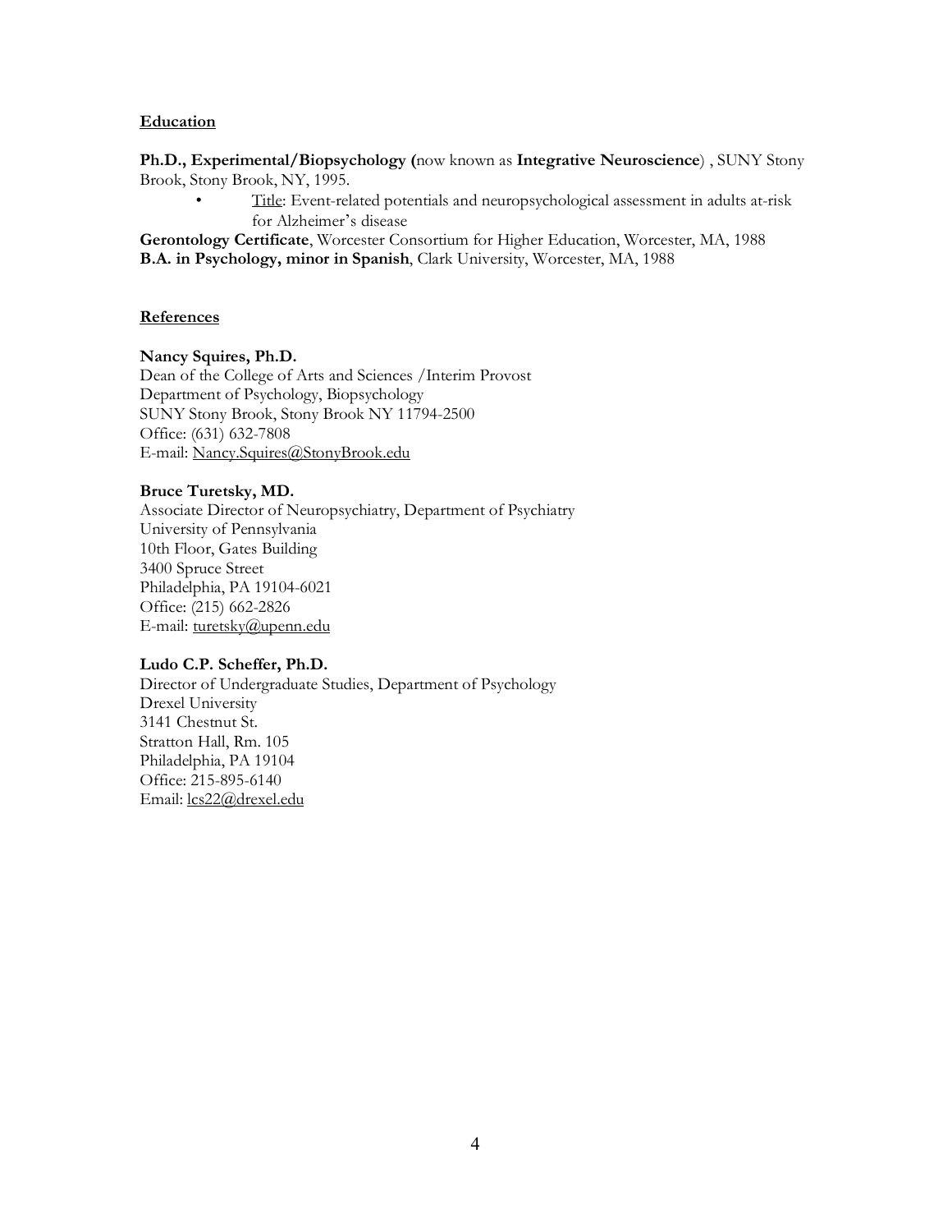## Education

**Ph.D., Experimental/Biopsychology (**now known as **Integrative Neuroscience**) , SUNY Stony Brook, Stony Brook, NY, 1995.

- Title: Event-related potentials and neuropsychological assessment in adults at-risk for Alzheimer's disease

**Gerontology Certificate**, Worcester Consortium for Higher Education, Worcester, MA, 1988
**B.A. in Psychology, minor in Spanish**, Clark University, Worcester, MA, 1988

## References

**Nancy Squires, Ph.D.**
Dean of the College of Arts and Sciences /Interim Provost
Department of Psychology, Biopsychology
SUNY Stony Brook, Stony Brook NY 11794-2500
Office: (631) 632-7808
E-mail: Nancy.Squires@StonyBrook.edu

**Bruce Turetsky, MD.**
Associate Director of Neuropsychiatry, Department of Psychiatry
University of Pennsylvania
10th Floor, Gates Building
3400 Spruce Street
Philadelphia, PA 19104-6021
Office: (215) 662-2826
E-mail: turetsky@upenn.edu

**Ludo C.P. Scheffer, Ph.D.**
Director of Undergraduate Studies, Department of Psychology
Drexel University
3141 Chestnut St.
Stratton Hall, Rm. 105
Philadelphia, PA 19104
Office: 215-895-6140
Email: lcs22@drexel.edu